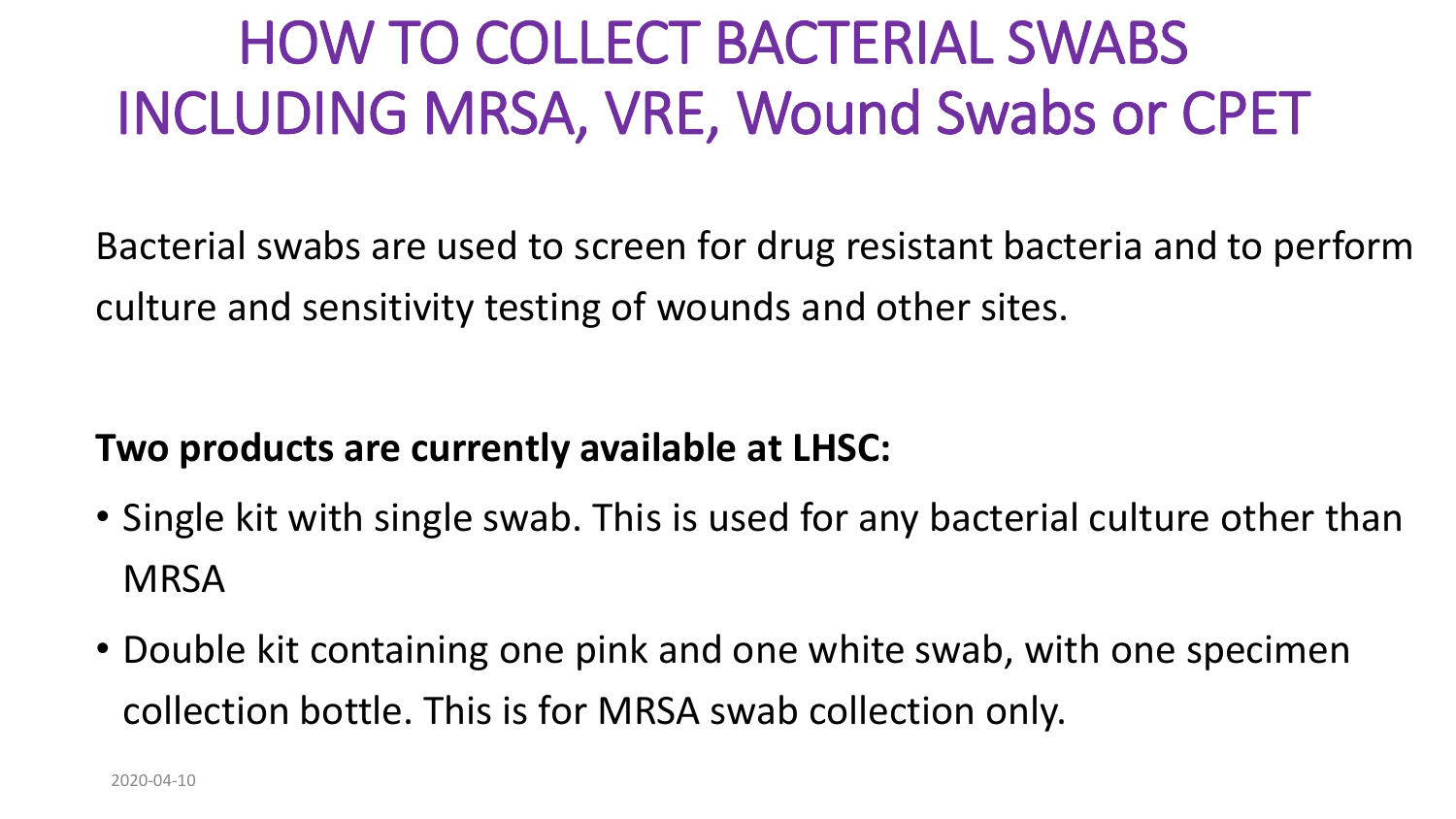# HOW TO COLLECT BACTERIAL SWABS INCLUDING MRSA, VRE, Wound Swabs or CPET

Bacterial swabs are used to screen for drug resistant bacteria and to perform culture and sensitivity testing of wounds and other sites.

**Two products are currently available at LHSC:**

- Single kit with single swab. This is used for any bacterial culture other than MRSA
- Double kit containing one pink and one white swab, with one specimen collection bottle. This is for MRSA swab collection only.

2020-04-10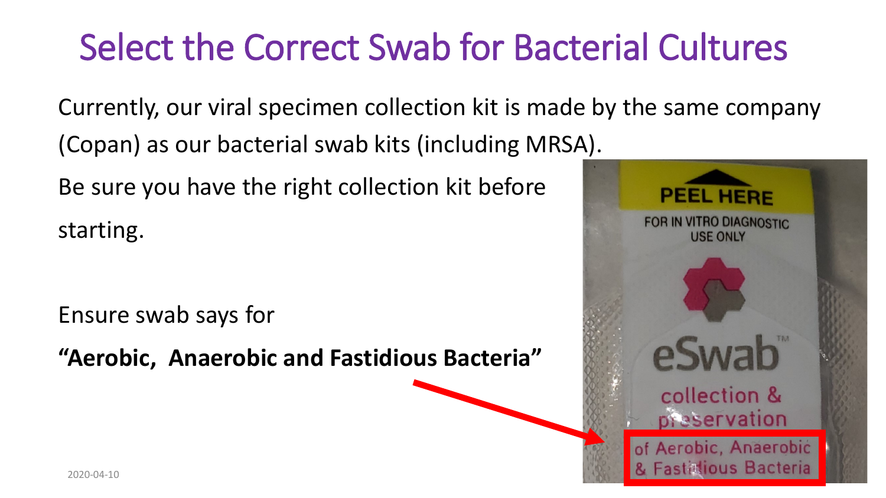# Select the Correct Swab for Bacterial Cultures

Currently, our viral specimen collection kit is made by the same company (Copan) as our bacterial swab kits (including MRSA).

Be sure you have the right collection kit before starting.

Ensure swab says for

**"Aerobic, Anaerobic and Fastidious Bacteria"**

PEEL HERE

FOR IN VITRO DIAGNOSTIC USE ONLY

eSwab™

collection & preservation of Aerobic, Anaerobic & Fastidious Bacteria

2020-04-10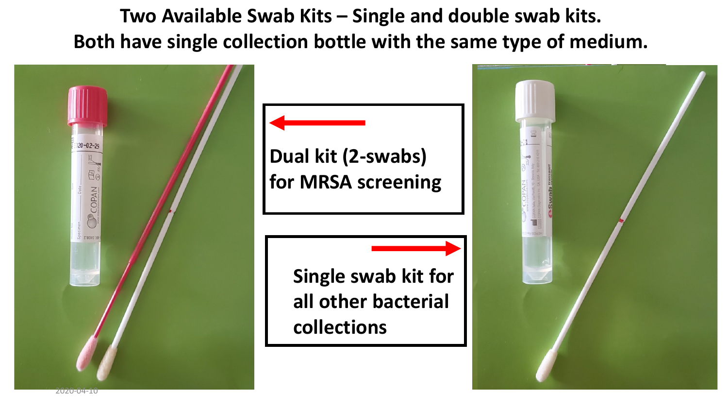# Two Available Swab Kits – Single and double swab kits. Both have single collection bottle with the same type of medium.

Dual kit (2-swabs) for MRSA screening

Single swab kit for all other bacterial collections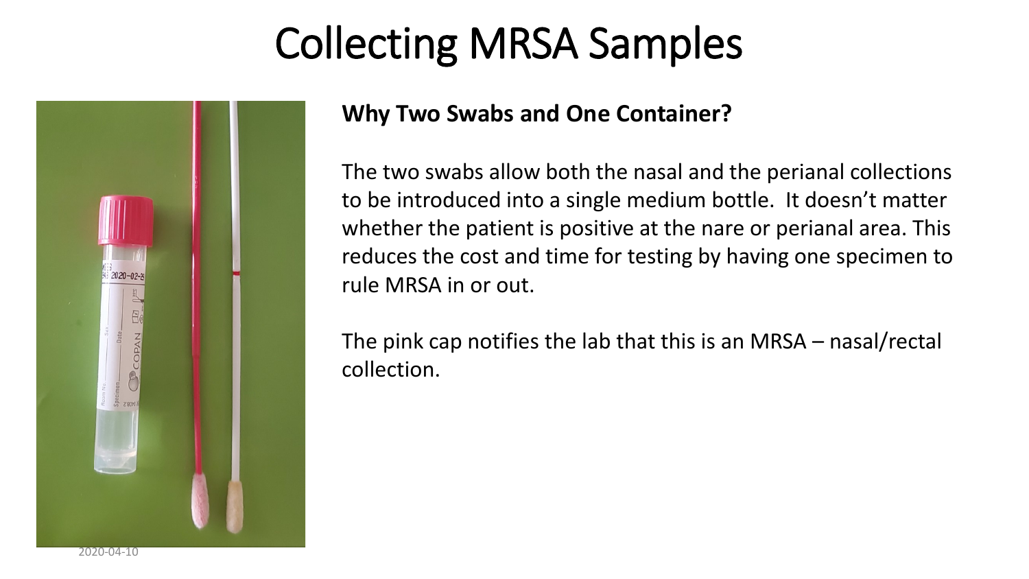# Collecting MRSA Samples

**Why Two Swabs and One Container?**

The two swabs allow both the nasal and the perianal collections to be introduced into a single medium bottle. It doesn't matter whether the patient is positive at the nare or perianal area. This reduces the cost and time for testing by having one specimen to rule MRSA in or out.

The pink cap notifies the lab that this is an MRSA – nasal/rectal collection.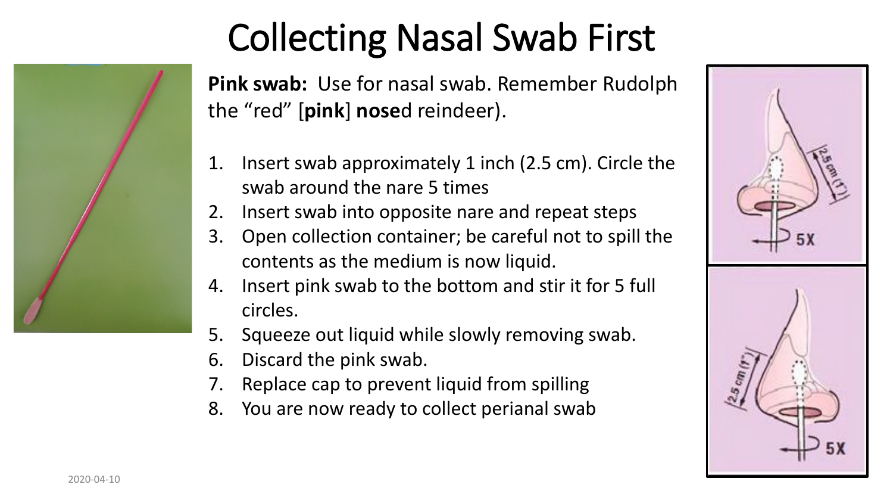# Collecting Nasal Swab First

**Pink swab:** Use for nasal swab. Remember Rudolph the "red" [**pink**] **nose**d reindeer).

1. Insert swab approximately 1 inch (2.5 cm). Circle the swab around the nare 5 times
2. Insert swab into opposite nare and repeat steps
3. Open collection container; be careful not to spill the contents as the medium is now liquid.
4. Insert pink swab to the bottom and stir it for 5 full circles.
5. Squeeze out liquid while slowly removing swab.
6. Discard the pink swab.
7. Replace cap to prevent liquid from spilling
8. You are now ready to collect perianal swab

2020-04-10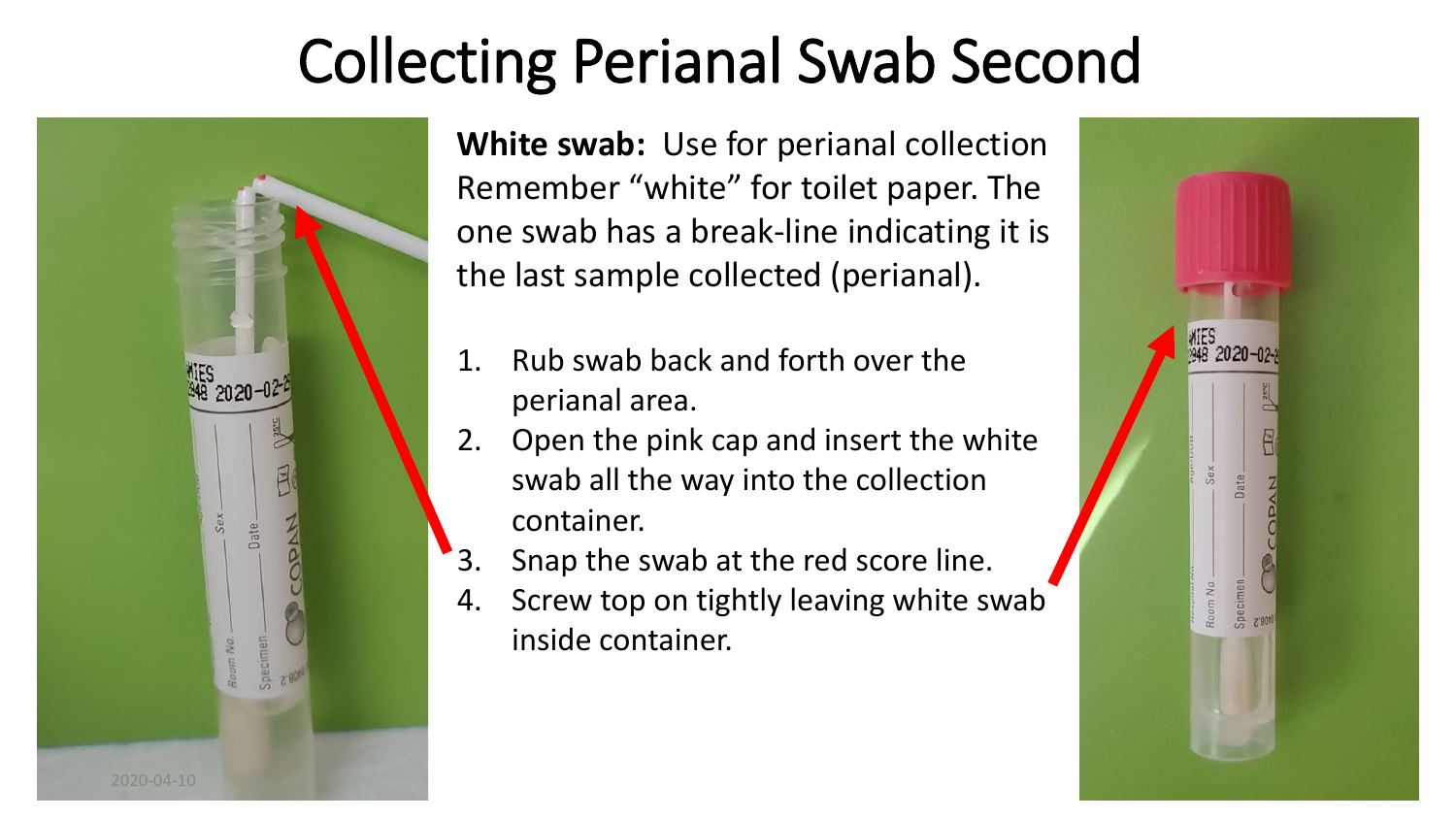# Collecting Perianal Swab Second

**White swab:** Use for perianal collection Remember "white" for toilet paper. The one swab has a break-line indicating it is the last sample collected (perianal).

1. Rub swab back and forth over the perianal area.
2. Open the pink cap and insert the white swab all the way into the collection container.
3. Snap the swab at the red score line.
4. Screw top on tightly leaving white swab inside container.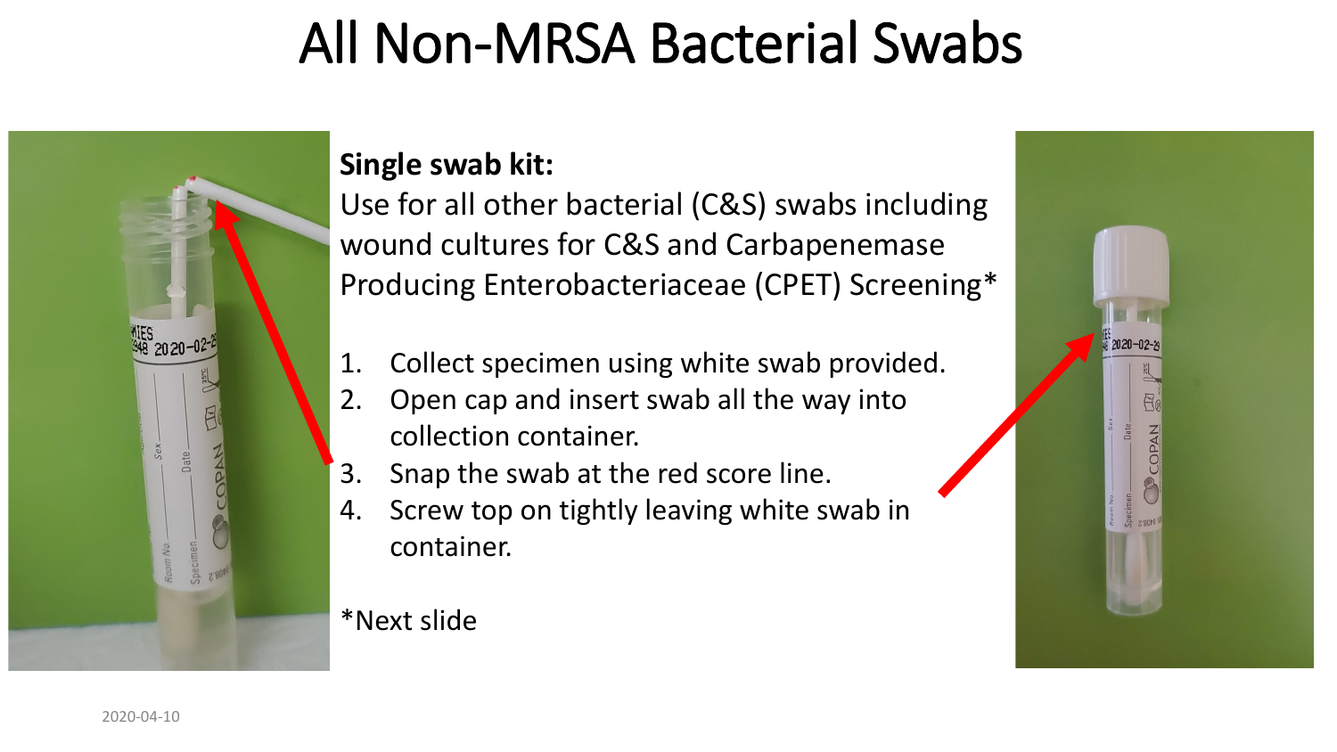# All Non-MRSA Bacterial Swabs

**Single swab kit:**
Use for all other bacterial (C&S) swabs including wound cultures for C&S and Carbapenemase Producing Enterobacteriaceae (CPET) Screening*

1. Collect specimen using white swab provided.
2. Open cap and insert swab all the way into collection container.
3. Snap the swab at the red score line.
4. Screw top on tightly leaving white swab in container.

*Next slide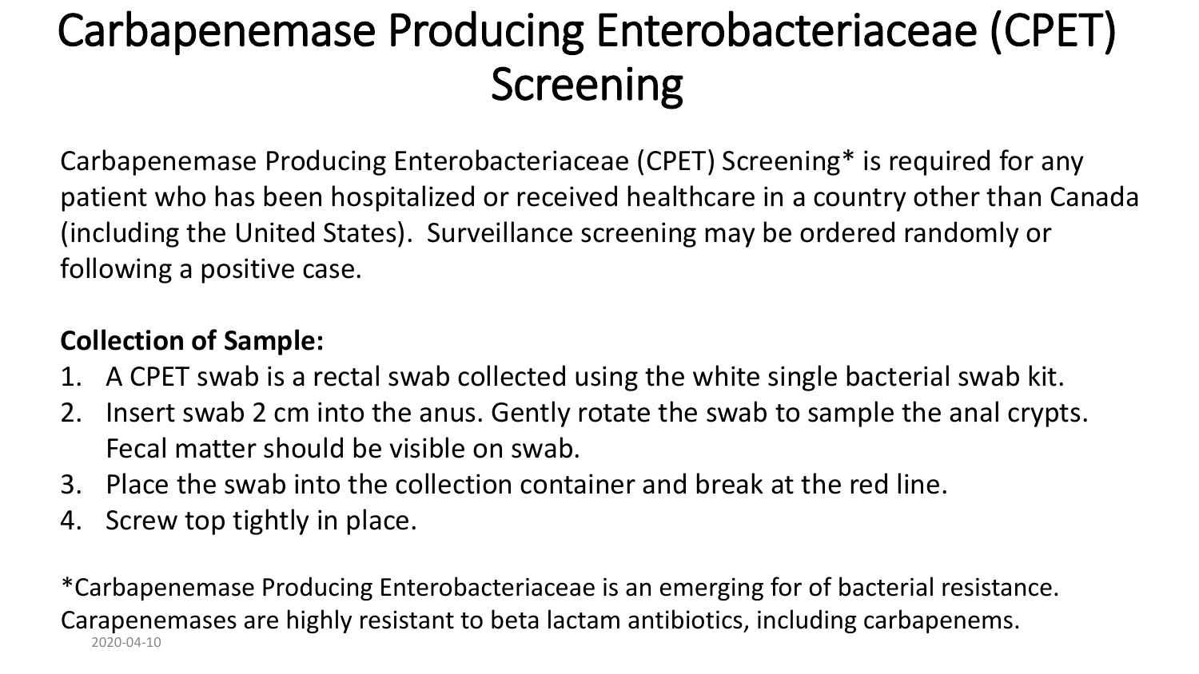# Carbapenemase Producing Enterobacteriaceae (CPET) Screening

Carbapenemase Producing Enterobacteriaceae (CPET) Screening* is required for any patient who has been hospitalized or received healthcare in a country other than Canada (including the United States). Surveillance screening may be ordered randomly or following a positive case.

**Collection of Sample:**

1. A CPET swab is a rectal swab collected using the white single bacterial swab kit.
2. Insert swab 2 cm into the anus. Gently rotate the swab to sample the anal crypts. Fecal matter should be visible on swab.
3. Place the swab into the collection container and break at the red line.
4. Screw top tightly in place.

*Carbapenemase Producing Enterobacteriaceae is an emerging for of bacterial resistance. Carapenemases are highly resistant to beta lactam antibiotics, including carbapenems.

2020-04-10